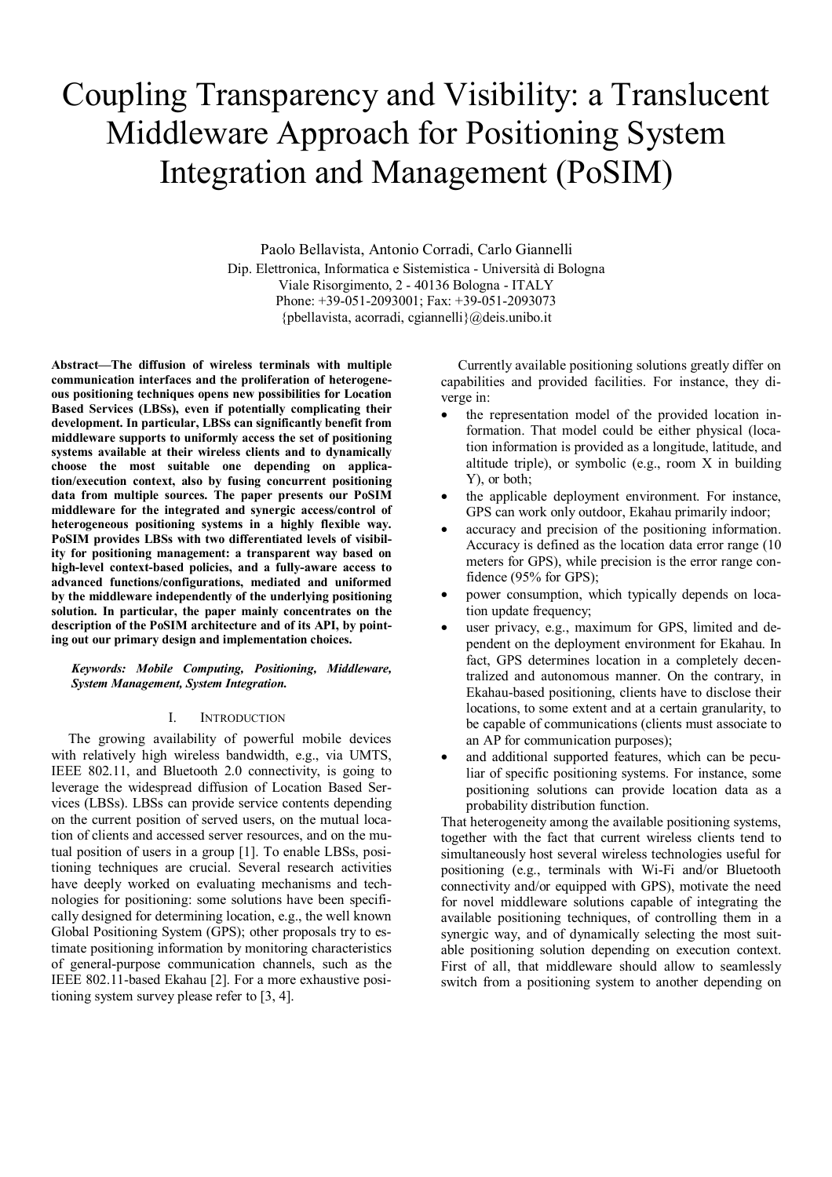# Coupling Transparency and Visibility: a Translucent Middleware Approach for Positioning System Integration and Management (PoSIM)

Paolo Bellavista, Antonio Corradi, Carlo Giannelli

Dip. Elettronica, Informatica e Sistemistica - Università di Bologna

Viale Risorgimento, 2 - 40136 Bologna - ITALY

Phone: +39-051-2093001; Fax: +39-051-2093073

{pbellavista, acorradi, cgiannelli}@deis.unibo.it

**Abstract—The diffusion of wireless terminals with multiple communication interfaces and the proliferation of heterogeneous positioning techniques opens new possibilities for Location Based Services (LBSs), even if potentially complicating their development. In particular, LBSs can significantly benefit from middleware supports to uniformly access the set of positioning systems available at their wireless clients and to dynamically choose the most suitable one depending on application/execution context, also by fusing concurrent positioning data from multiple sources. The paper presents our PoSIM middleware for the integrated and synergic access/control of heterogeneous positioning systems in a highly flexible way. PoSIM provides LBSs with two differentiated levels of visibility for positioning management: a transparent way based on high-level context-based policies, and a fully-aware access to advanced functions/configurations, mediated and uniformed by the middleware independently of the underlying positioning solution. In particular, the paper mainly concentrates on the description of the PoSIM architecture and of its API, by pointing out our primary design and implementation choices.**

***Keywords: Mobile Computing, Positioning, Middleware, System Management, System Integration.***

## I. Introduction

The growing availability of powerful mobile devices with relatively high wireless bandwidth, e.g., via UMTS, IEEE 802.11, and Bluetooth 2.0 connectivity, is going to leverage the widespread diffusion of Location Based Services (LBSs). LBSs can provide service contents depending on the current position of served users, on the mutual location of clients and accessed server resources, and on the mutual position of users in a group [1]. To enable LBSs, positioning techniques are crucial. Several research activities have deeply worked on evaluating mechanisms and technologies for positioning: some solutions have been specifically designed for determining location, e.g., the well known Global Positioning System (GPS); other proposals try to estimate positioning information by monitoring characteristics of general-purpose communication channels, such as the IEEE 802.11-based Ekahau [2]. For a more exhaustive positioning system survey please refer to [3, 4].

Currently available positioning solutions greatly differ on capabilities and provided facilities. For instance, they diverge in:

- the representation model of the provided location information. That model could be either physical (location information is provided as a longitude, latitude, and altitude triple), or symbolic (e.g., room X in building Y), or both;
- the applicable deployment environment. For instance, GPS can work only outdoor, Ekahau primarily indoor;
- accuracy and precision of the positioning information. Accuracy is defined as the location data error range (10 meters for GPS), while precision is the error range confidence (95% for GPS);
- power consumption, which typically depends on location update frequency;
- user privacy, e.g., maximum for GPS, limited and dependent on the deployment environment for Ekahau. In fact, GPS determines location in a completely decentralized and autonomous manner. On the contrary, in Ekahau-based positioning, clients have to disclose their locations, to some extent and at a certain granularity, to be capable of communications (clients must associate to an AP for communication purposes);
- and additional supported features, which can be peculiar of specific positioning systems. For instance, some positioning solutions can provide location data as a probability distribution function.

That heterogeneity among the available positioning systems, together with the fact that current wireless clients tend to simultaneously host several wireless technologies useful for positioning (e.g., terminals with Wi-Fi and/or Bluetooth connectivity and/or equipped with GPS), motivate the need for novel middleware solutions capable of integrating the available positioning techniques, of controlling them in a synergic way, and of dynamically selecting the most suitable positioning solution depending on execution context. First of all, that middleware should allow to seamlessly switch from a positioning system to another depending on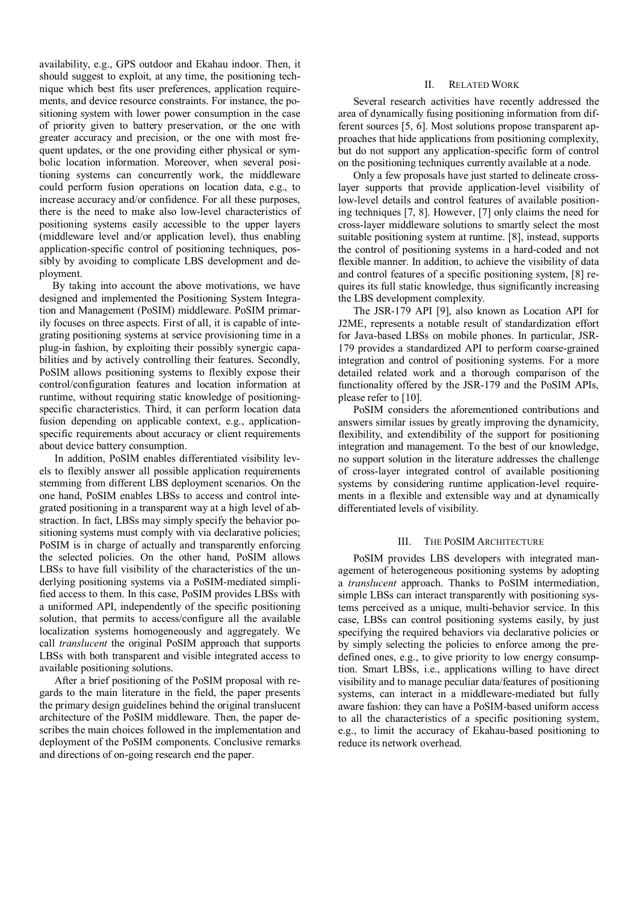availability, e.g., GPS outdoor and Ekahau indoor. Then, it should suggest to exploit, at any time, the positioning technique which best fits user preferences, application requirements, and device resource constraints. For instance, the positioning system with lower power consumption in the case of priority given to battery preservation, or the one with greater accuracy and precision, or the one with most frequent updates, or the one providing either physical or symbolic location information. Moreover, when several positioning systems can concurrently work, the middleware could perform fusion operations on location data, e.g., to increase accuracy and/or confidence. For all these purposes, there is the need to make also low-level characteristics of positioning systems easily accessible to the upper layers (middleware level and/or application level), thus enabling application-specific control of positioning techniques, possibly by avoiding to complicate LBS development and deployment.

By taking into account the above motivations, we have designed and implemented the Positioning System Integration and Management (PoSIM) middleware. PoSIM primarily focuses on three aspects. First of all, it is capable of integrating positioning systems at service provisioning time in a plug-in fashion, by exploiting their possibly synergic capabilities and by actively controlling their features. Secondly, PoSIM allows positioning systems to flexibly expose their control/configuration features and location information at runtime, without requiring static knowledge of positioning-specific characteristics. Third, it can perform location data fusion depending on applicable context, e.g., application-specific requirements about accuracy or client requirements about device battery consumption.

In addition, PoSIM enables differentiated visibility levels to flexibly answer all possible application requirements stemming from different LBS deployment scenarios. On the one hand, PoSIM enables LBSs to access and control integrated positioning in a transparent way at a high level of abstraction. In fact, LBSs may simply specify the behavior positioning systems must comply with via declarative policies; PoSIM is in charge of actually and transparently enforcing the selected policies. On the other hand, PoSIM allows LBSs to have full visibility of the characteristics of the underlying positioning systems via a PoSIM-mediated simplified access to them. In this case, PoSIM provides LBSs with a uniformed API, independently of the specific positioning solution, that permits to access/configure all the available localization systems homogeneously and aggregately. We call *translucent* the original PoSIM approach that supports LBSs with both transparent and visible integrated access to available positioning solutions.

After a brief positioning of the PoSIM proposal with regards to the main literature in the field, the paper presents the primary design guidelines behind the original translucent architecture of the PoSIM middleware. Then, the paper describes the main choices followed in the implementation and deployment of the PoSIM components. Conclusive remarks and directions of on-going research end the paper.

## II. Related Work

Several research activities have recently addressed the area of dynamically fusing positioning information from different sources [5, 6]. Most solutions propose transparent approaches that hide applications from positioning complexity, but do not support any application-specific form of control on the positioning techniques currently available at a node.

Only a few proposals have just started to delineate cross-layer supports that provide application-level visibility of low-level details and control features of available positioning techniques [7, 8]. However, [7] only claims the need for cross-layer middleware solutions to smartly select the most suitable positioning system at runtime. [8], instead, supports the control of positioning systems in a hard-coded and not flexible manner. In addition, to achieve the visibility of data and control features of a specific positioning system, [8] requires its full static knowledge, thus significantly increasing the LBS development complexity.

The JSR-179 API [9], also known as Location API for J2ME, represents a notable result of standardization effort for Java-based LBSs on mobile phones. In particular, JSR-179 provides a standardized API to perform coarse-grained integration and control of positioning systems. For a more detailed related work and a thorough comparison of the functionality offered by the JSR-179 and the PoSIM APIs, please refer to [10].

PoSIM considers the aforementioned contributions and answers similar issues by greatly improving the dynamicity, flexibility, and extendibility of the support for positioning integration and management. To the best of our knowledge, no support solution in the literature addresses the challenge of cross-layer integrated control of available positioning systems by considering runtime application-level requirements in a flexible and extensible way and at dynamically differentiated levels of visibility.

## III. The PoSIM Architecture

PoSIM provides LBS developers with integrated management of heterogeneous positioning systems by adopting a *translucent* approach. Thanks to PoSIM intermediation, simple LBSs can interact transparently with positioning systems perceived as a unique, multi-behavior service. In this case, LBSs can control positioning systems easily, by just specifying the required behaviors via declarative policies or by simply selecting the policies to enforce among the predefined ones, e.g., to give priority to low energy consumption. Smart LBSs, i.e., applications willing to have direct visibility and to manage peculiar data/features of positioning systems, can interact in a middleware-mediated but fully aware fashion: they can have a PoSIM-based uniform access to all the characteristics of a specific positioning system, e.g., to limit the accuracy of Ekahau-based positioning to reduce its network overhead.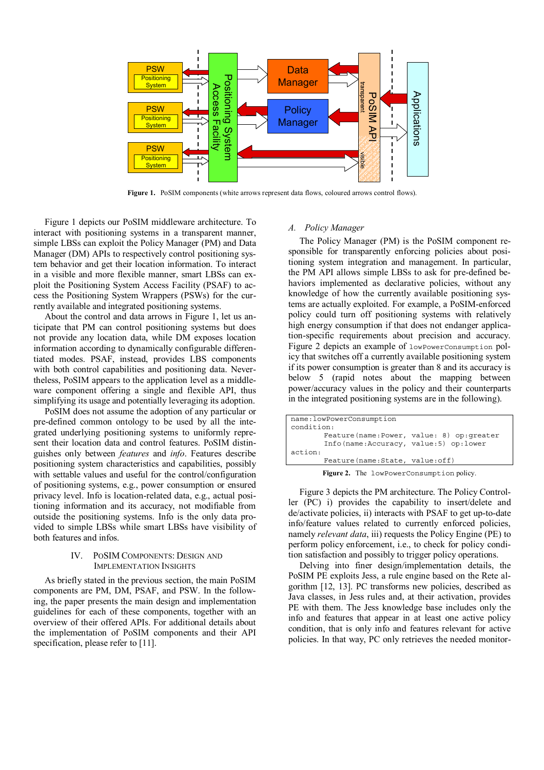PSW
Positioning System
PSW
Positioning System
PSW
Positioning System
Positioning System Access Facility
Data Manager
Policy Manager
PoSIM API
transparent
visible
Applications

**Figure 1.** PoSIM components (white arrows represent data flows, coloured arrows control flows).

Figure 1 depicts our PoSIM middleware architecture. To interact with positioning systems in a transparent manner, simple LBSs can exploit the Policy Manager (PM) and Data Manager (DM) APIs to respectively control positioning system behavior and get their location information. To interact in a visible and more flexible manner, smart LBSs can exploit the Positioning System Access Facility (PSAF) to access the Positioning System Wrappers (PSWs) for the currently available and integrated positioning systems.

About the control and data arrows in Figure 1, let us anticipate that PM can control positioning systems but does not provide any location data, while DM exposes location information according to dynamically configurable differentiated modes. PSAF, instead, provides LBS components with both control capabilities and positioning data. Nevertheless, PoSIM appears to the application level as a middleware component offering a single and flexible API, thus simplifying its usage and potentially leveraging its adoption.

PoSIM does not assume the adoption of any particular or pre-defined common ontology to be used by all the integrated underlying positioning systems to uniformly represent their location data and control features. PoSIM distinguishes only between *features* and *info*. Features describe positioning system characteristics and capabilities, possibly with settable values and useful for the control/configuration of positioning systems, e.g., power consumption or ensured privacy level. Info is location-related data, e.g., actual positioning information and its accuracy, not modifiable from outside the positioning systems. Info is the only data provided to simple LBSs while smart LBSs have visibility of both features and infos.

## IV. PoSIM Components: Design and Implementation Insights

As briefly stated in the previous section, the main PoSIM components are PM, DM, PSAF, and PSW. In the following, the paper presents the main design and implementation guidelines for each of these components, together with an overview of their offered APIs. For additional details about the implementation of PoSIM components and their API specification, please refer to [11].

### A. Policy Manager

The Policy Manager (PM) is the PoSIM component responsible for transparently enforcing policies about positioning system integration and management. In particular, the PM API allows simple LBSs to ask for pre-defined behaviors implemented as declarative policies, without any knowledge of how the currently available positioning systems are actually exploited. For example, a PoSIM-enforced policy could turn off positioning systems with relatively high energy consumption if that does not endanger application-specific requirements about precision and accuracy. Figure 2 depicts an example of `lowPowerConsumption` policy that switches off a currently available positioning system if its power consumption is greater than 8 and its accuracy is below 5 (rapid notes about the mapping between power/accuracy values in the policy and their counterparts in the integrated positioning systems are in the following).

```
name:lowPowerConsumption
condition:
        Feature(name:Power, value: 8) op:greater
        Info(name:Accuracy, value:5) op:lower
action:
        Feature(name:State, value:off)
```

**Figure 2.** The `lowPowerConsumption` policy.

Figure 3 depicts the PM architecture. The Policy Controller (PC) i) provides the capability to insert/delete and de/activate policies, ii) interacts with PSAF to get up-to-date info/feature values related to currently enforced policies, namely *relevant data*, iii) requests the Policy Engine (PE) to perform policy enforcement, i.e., to check for policy condition satisfaction and possibly to trigger policy operations.

Delving into finer design/implementation details, the PoSIM PE exploits Jess, a rule engine based on the Rete algorithm [12, 13]. PC transforms new policies, described as Java classes, in Jess rules and, at their activation, provides PE with them. The Jess knowledge base includes only the info and features that appear in at least one active policy condition, that is only info and features relevant for active policies. In that way, PC only retrieves the needed monitor-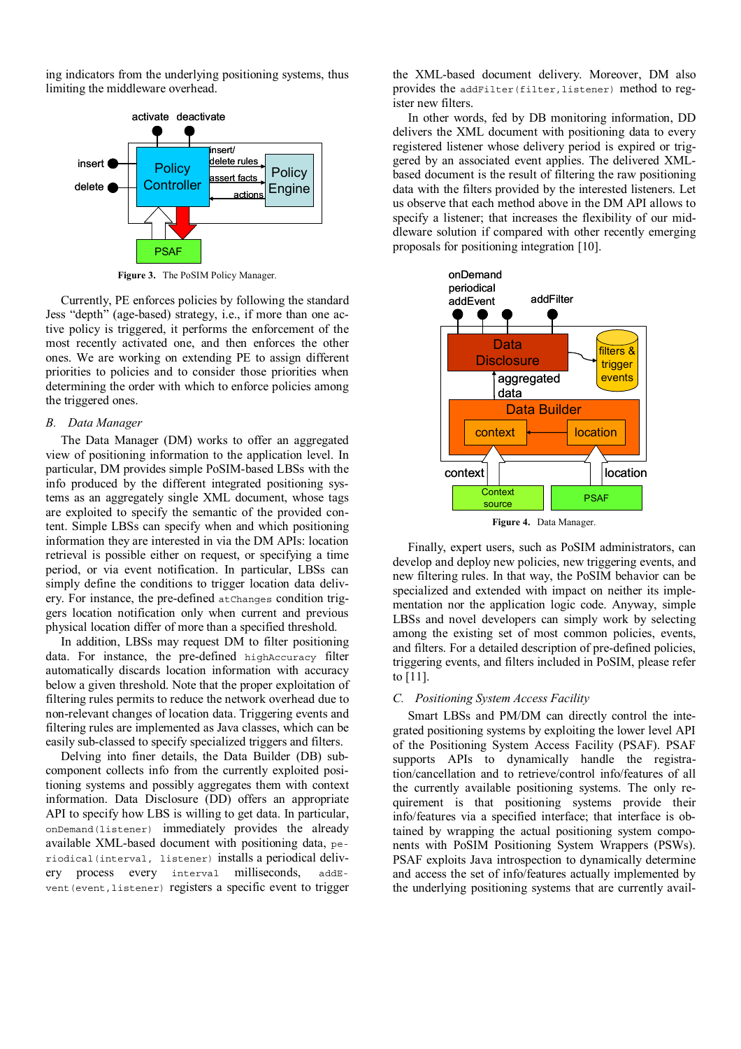ing indicators from the underlying positioning systems, thus limiting the middleware overhead.

activate deactivate
insert
delete
Policy Controller
insert/ delete rules
assert facts
actions
Policy Engine
PSAF

Figure 3. The PoSIM Policy Manager.

Currently, PE enforces policies by following the standard Jess "depth" (age-based) strategy, i.e., if more than one active policy is triggered, it performs the enforcement of the most recently activated one, and then enforces the other ones. We are working on extending PE to assign different priorities to policies and to consider those priorities when determining the order with which to enforce policies among the triggered ones.

### B. *Data Manager*

The Data Manager (DM) works to offer an aggregated view of positioning information to the application level. In particular, DM provides simple PoSIM-based LBSs with the info produced by the different integrated positioning systems as an aggregately single XML document, whose tags are exploited to specify the semantic of the provided content. Simple LBSs can specify when and which positioning information they are interested in via the DM APIs: location retrieval is possible either on request, or specifying a time period, or via event notification. In particular, LBSs can simply define the conditions to trigger location data delivery. For instance, the pre-defined `atChanges` condition triggers location notification only when current and previous physical location differ of more than a specified threshold.

In addition, LBSs may request DM to filter positioning data. For instance, the pre-defined `highAccuracy` filter automatically discards location information with accuracy below a given threshold. Note that the proper exploitation of filtering rules permits to reduce the network overhead due to non-relevant changes of location data. Triggering events and filtering rules are implemented as Java classes, which can be easily sub-classed to specify specialized triggers and filters.

Delving into finer details, the Data Builder (DB) subcomponent collects info from the currently exploited positioning systems and possibly aggregates them with context information. Data Disclosure (DD) offers an appropriate API to specify how LBS is willing to get data. In particular, `onDemand(listener)` immediately provides the already available XML-based document with positioning data, `periodical(interval, listener)` installs a periodical delivery process every `interval` milliseconds, `addEvent(event,listener)` registers a specific event to trigger the XML-based document delivery. Moreover, DM also provides the `addFilter(filter,listener)` method to register new filters.

In other words, fed by DB monitoring information, DD delivers the XML document with positioning data to every registered listener whose delivery period is expired or triggered by an associated event applies. The delivered XML-based document is the result of filtering the raw positioning data with the filters provided by the interested listeners. Let us observe that each method above in the DM API allows to specify a listener; that increases the flexibility of our middleware solution if compared with other recently emerging proposals for positioning integration [10].

onDemand
periodical
addEvent
addFilter
Data Disclosure
filters & trigger events
aggregated data
Data Builder
context
location
context
location
Context source
PSAF

Figure 4. Data Manager.

Finally, expert users, such as PoSIM administrators, can develop and deploy new policies, new triggering events, and new filtering rules. In that way, the PoSIM behavior can be specialized and extended with impact on neither its implementation nor the application logic code. Anyway, simple LBSs and novel developers can simply work by selecting among the existing set of most common policies, events, and filters. For a detailed description of pre-defined policies, triggering events, and filters included in PoSIM, please refer to [11].

### C. *Positioning System Access Facility*

Smart LBSs and PM/DM can directly control the integrated positioning systems by exploiting the lower level API of the Positioning System Access Facility (PSAF). PSAF supports APIs to dynamically handle the registration/cancellation and to retrieve/control info/features of all the currently available positioning systems. The only requirement is that positioning systems provide their info/features via a specified interface; that interface is obtained by wrapping the actual positioning system components with PoSIM Positioning System Wrappers (PSWs). PSAF exploits Java introspection to dynamically determine and access the set of info/features actually implemented by the underlying positioning systems that are currently avail-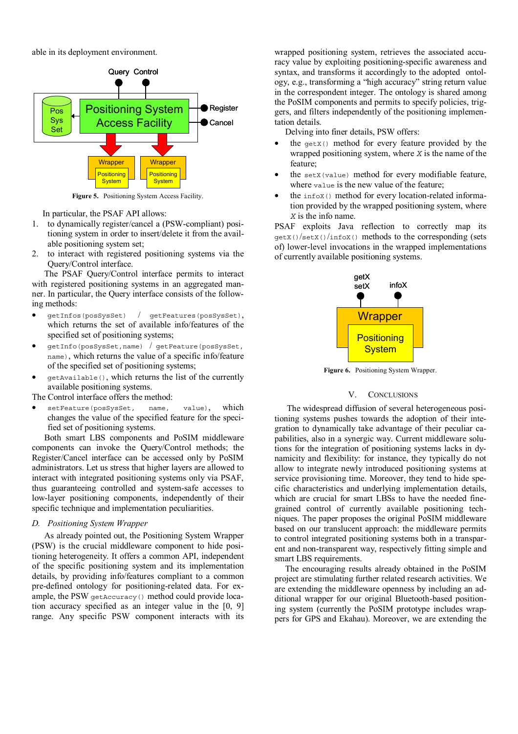able in its deployment environment.

Query Control

Pos Sys Set

Positioning System Access Facility

Register

Cancel

Wrapper

Positioning System

Wrapper

Positioning System

**Figure 5.** Positioning System Access Facility.

In particular, the PSAF API allows:

1. to dynamically register/cancel a (PSW-compliant) positioning system in order to insert/delete it from the available positioning system set;
2. to interact with registered positioning systems via the Query/Control interface.

The PSAF Query/Control interface permits to interact with registered positioning systems in an aggregated manner. In particular, the Query interface consists of the following methods:

- `getInfos(posSysSet)` / `getFeatures(posSysSet)`, which returns the set of available info/features of the specified set of positioning systems;
- `getInfo(posSysSet,name)` / `getFeature(posSysSet, name)`, which returns the value of a specific info/feature of the specified set of positioning systems;
- `getAvailable()`, which returns the list of the currently available positioning systems.

The Control interface offers the method:

- `setFeature(posSysSet, name, value)`, which changes the value of the specified feature for the specified set of positioning systems.

Both smart LBS components and PoSIM middleware components can invoke the Query/Control methods; the Register/Cancel interface can be accessed only by PoSIM administrators. Let us stress that higher layers are allowed to interact with integrated positioning systems only via PSAF, thus guaranteeing controlled and system-safe accesses to low-layer positioning components, independently of their specific technique and implementation peculiarities.

### *D. Positioning System Wrapper*

As already pointed out, the Positioning System Wrapper (PSW) is the crucial middleware component to hide positioning heterogeneity. It offers a common API, independent of the specific positioning system and its implementation details, by providing info/features compliant to a common pre-defined ontology for positioning-related data. For example, the PSW `getAccuracy()` method could provide location accuracy specified as an integer value in the [0, 9] range. Any specific PSW component interacts with its wrapped positioning system, retrieves the associated accuracy value by exploiting positioning-specific awareness and syntax, and transforms it accordingly to the adopted ontology, e.g., transforming a "high accuracy" string return value in the correspondent integer. The ontology is shared among the PoSIM components and permits to specify policies, triggers, and filters independently of the positioning implementation details.

Delving into finer details, PSW offers:

- the `getX()` method for every feature provided by the wrapped positioning system, where *X* is the name of the feature;
- the `setX(value)` method for every modifiable feature, where `value` is the new value of the feature;
- the `infoX()` method for every location-related information provided by the wrapped positioning system, where *X* is the info name.

PSAF exploits Java reflection to correctly map its `getX()`/`setX()`/`infoX()` methods to the corresponding (sets of) lower-level invocations in the wrapped implementations of currently available positioning systems.

getX
setX

infoX

Wrapper

Positioning System

**Figure 6.** Positioning System Wrapper.

## V. CONCLUSIONS

The widespread diffusion of several heterogeneous positioning systems pushes towards the adoption of their integration to dynamically take advantage of their peculiar capabilities, also in a synergic way. Current middleware solutions for the integration of positioning systems lacks in dynamicity and flexibility: for instance, they typically do not allow to integrate newly introduced positioning systems at service provisioning time. Moreover, they tend to hide specific characteristics and underlying implementation details, which are crucial for smart LBSs to have the needed fine-grained control of currently available positioning techniques. The paper proposes the original PoSIM middleware based on our translucent approach: the middleware permits to control integrated positioning systems both in a transparent and non-transparent way, respectively fitting simple and smart LBS requirements.

The encouraging results already obtained in the PoSIM project are stimulating further related research activities. We are extending the middleware openness by including an additional wrapper for our original Bluetooth-based positioning system (currently the PoSIM prototype includes wrappers for GPS and Ekahau). Moreover, we are extending the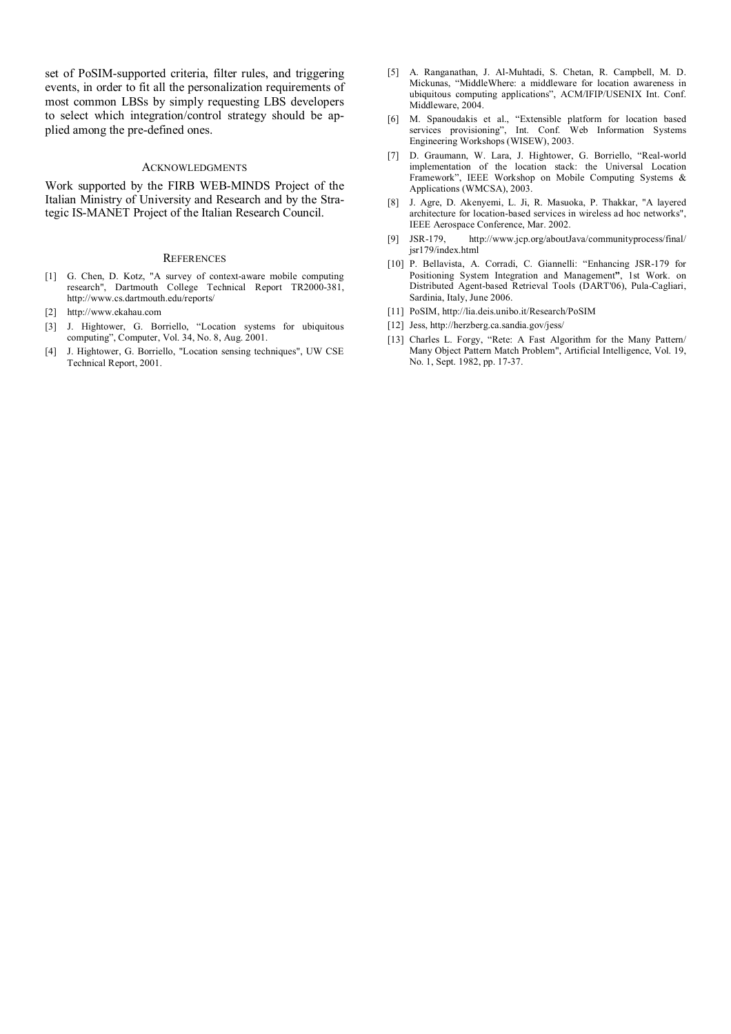set of PoSIM-supported criteria, filter rules, and triggering events, in order to fit all the personalization requirements of most common LBSs by simply requesting LBS developers to select which integration/control strategy should be applied among the pre-defined ones.

## Acknowledgments

Work supported by the FIRB WEB-MINDS Project of the Italian Ministry of University and Research and by the Strategic IS-MANET Project of the Italian Research Council.

## References

[1] G. Chen, D. Kotz, "A survey of context-aware mobile computing research", Dartmouth College Technical Report TR2000-381, http://www.cs.dartmouth.edu/reports/

[2] http://www.ekahau.com

[3] J. Hightower, G. Borriello, "Location systems for ubiquitous computing", Computer, Vol. 34, No. 8, Aug. 2001.

[4] J. Hightower, G. Borriello, "Location sensing techniques", UW CSE Technical Report, 2001.

[5] A. Ranganathan, J. Al-Muhtadi, S. Chetan, R. Campbell, M. D. Mickunas, "MiddleWhere: a middleware for location awareness in ubiquitous computing applications", ACM/IFIP/USENIX Int. Conf. Middleware, 2004.

[6] M. Spanoudakis et al., "Extensible platform for location based services provisioning", Int. Conf. Web Information Systems Engineering Workshops (WISEW), 2003.

[7] D. Graumann, W. Lara, J. Hightower, G. Borriello, "Real-world implementation of the location stack: the Universal Location Framework", IEEE Workshop on Mobile Computing Systems & Applications (WMCSA), 2003.

[8] J. Agre, D. Akenyemi, L. Ji, R. Masuoka, P. Thakkar, "A layered architecture for location-based services in wireless ad hoc networks", IEEE Aerospace Conference, Mar. 2002.

[9] JSR-179, http://www.jcp.org/aboutJava/communityprocess/final/jsr179/index.html

[10] P. Bellavista, A. Corradi, C. Giannelli: "Enhancing JSR-179 for Positioning System Integration and Management", 1st Work. on Distributed Agent-based Retrieval Tools (DART'06), Pula-Cagliari, Sardinia, Italy, June 2006.

[11] PoSIM, http://lia.deis.unibo.it/Research/PoSIM

[12] Jess, http://herzberg.ca.sandia.gov/jess/

[13] Charles L. Forgy, "Rete: A Fast Algorithm for the Many Pattern/ Many Object Pattern Match Problem", Artificial Intelligence, Vol. 19, No. 1, Sept. 1982, pp. 17-37.